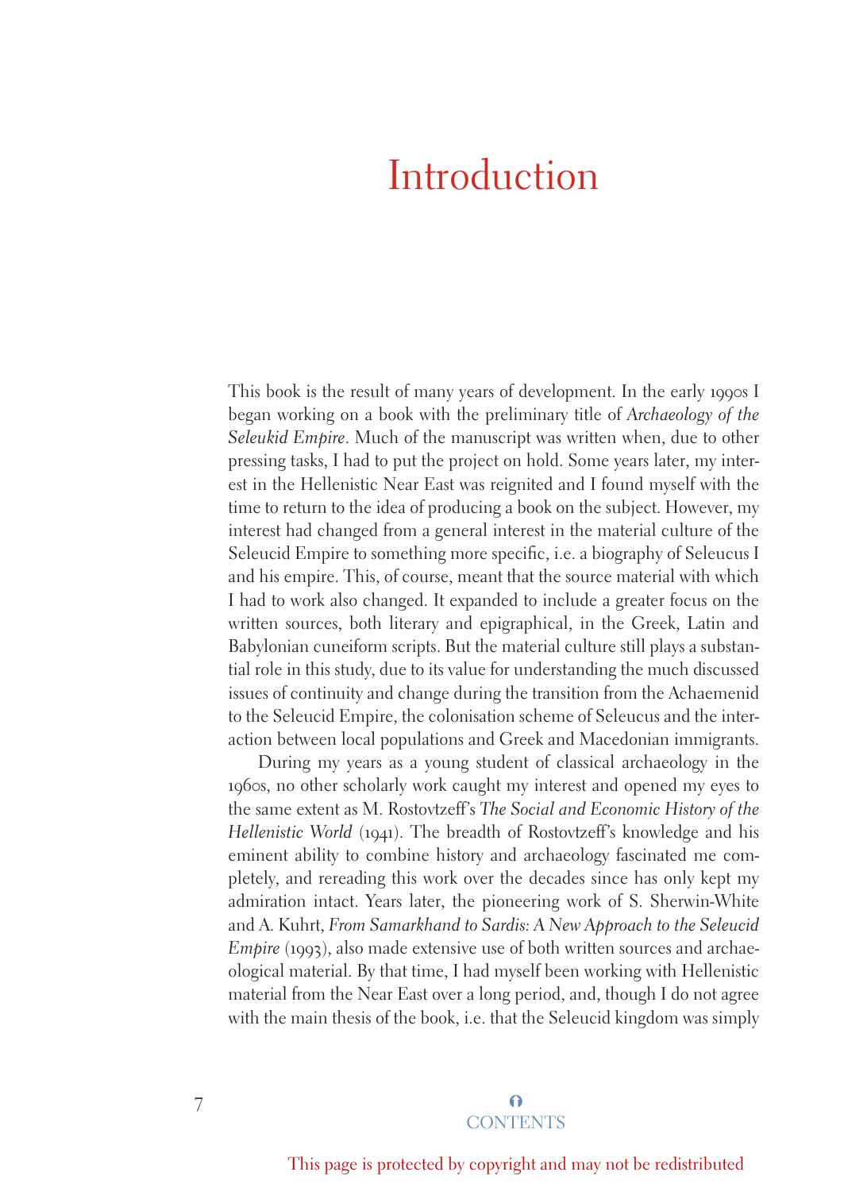# Introduction

This book is the result of many years of development. In the early 1990s I began working on a book with the preliminary title of *Archaeology of the Seleukid Empire*. Much of the manuscript was written when, due to other pressing tasks, I had to put the project on hold. Some years later, my interest in the Hellenistic Near East was reignited and I found myself with the time to return to the idea of producing a book on the subject. However, my interest had changed from a general interest in the material culture of the Seleucid Empire to something more specific, i.e. a biography of Seleucus I and his empire. This, of course, meant that the source material with which I had to work also changed. It expanded to include a greater focus on the written sources, both literary and epigraphical, in the Greek, Latin and Babylonian cuneiform scripts. But the material culture still plays a substantial role in this study, due to its value for understanding the much discussed issues of continuity and change during the transition from the Achaemenid to the Seleucid Empire, the colonisation scheme of Seleucus and the interaction between local populations and Greek and Macedonian immigrants.

During my years as a young student of classical archaeology in the 1960s, no other scholarly work caught my interest and opened my eyes to the same extent as M. Rostovtzeff's *The Social and Economic History of the Hellenistic World* (1941). The breadth of Rostovtzeff's knowledge and his eminent ability to combine history and archaeology fascinated me completely, and rereading this work over the decades since has only kept my admiration intact. Years later, the pioneering work of S. Sherwin-White and A. Kuhrt, *From Samarkhand to Sardis: A New Approach to the Seleucid Empire* (1993), also made extensive use of both written sources and archaeological material. By that time, I had myself been working with Hellenistic material from the Near East over a long period, and, though I do not agree with the main thesis of the book, i.e. that the Seleucid kingdom was simply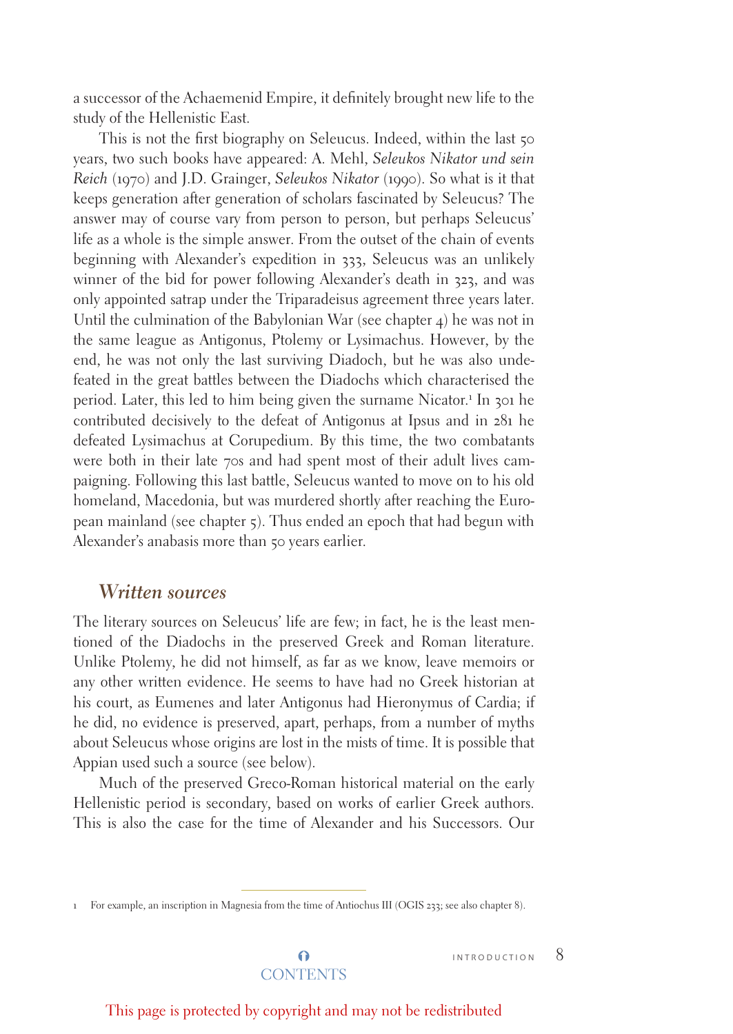a successor of the Achaemenid Empire, it definitely brought new life to the study of the Hellenistic East.

This is not the first biography on Seleucus. Indeed, within the last 50 years, two such books have appeared: A. Mehl, *Seleukos Nikator und sein Reich* (1970) and J.D. Grainger, *Seleukos Nikator* (1990). So what is it that keeps generation after generation of scholars fascinated by Seleucus? The answer may of course vary from person to person, but perhaps Seleucus' life as a whole is the simple answer. From the outset of the chain of events beginning with Alexander's expedition in 333, Seleucus was an unlikely winner of the bid for power following Alexander's death in 323, and was only appointed satrap under the Triparadeisus agreement three years later. Until the culmination of the Babylonian War (see chapter 4) he was not in the same league as Antigonus, Ptolemy or Lysimachus. However, by the end, he was not only the last surviving Diadoch, but he was also undefeated in the great battles between the Diadochs which characterised the period. Later, this led to him being given the surname Nicator.[1] In 301 he contributed decisively to the defeat of Antigonus at Ipsus and in 281 he defeated Lysimachus at Corupedium. By this time, the two combatants were both in their late 70s and had spent most of their adult lives campaigning. Following this last battle, Seleucus wanted to move on to his old homeland, Macedonia, but was murdered shortly after reaching the European mainland (see chapter 5). Thus ended an epoch that had begun with Alexander's anabasis more than 50 years earlier.

## *Written sources*

The literary sources on Seleucus' life are few; in fact, he is the least mentioned of the Diadochs in the preserved Greek and Roman literature. Unlike Ptolemy, he did not himself, as far as we know, leave memoirs or any other written evidence. He seems to have had no Greek historian at his court, as Eumenes and later Antigonus had Hieronymus of Cardia; if he did, no evidence is preserved, apart, perhaps, from a number of myths about Seleucus whose origins are lost in the mists of time. It is possible that Appian used such a source (see below).

Much of the preserved Greco-Roman historical material on the early Hellenistic period is secondary, based on works of earlier Greek authors. This is also the case for the time of Alexander and his Successors. Our

---

1 For example, an inscription in Magnesia from the time of Antiochus III (OGIS 233; see also chapter 8).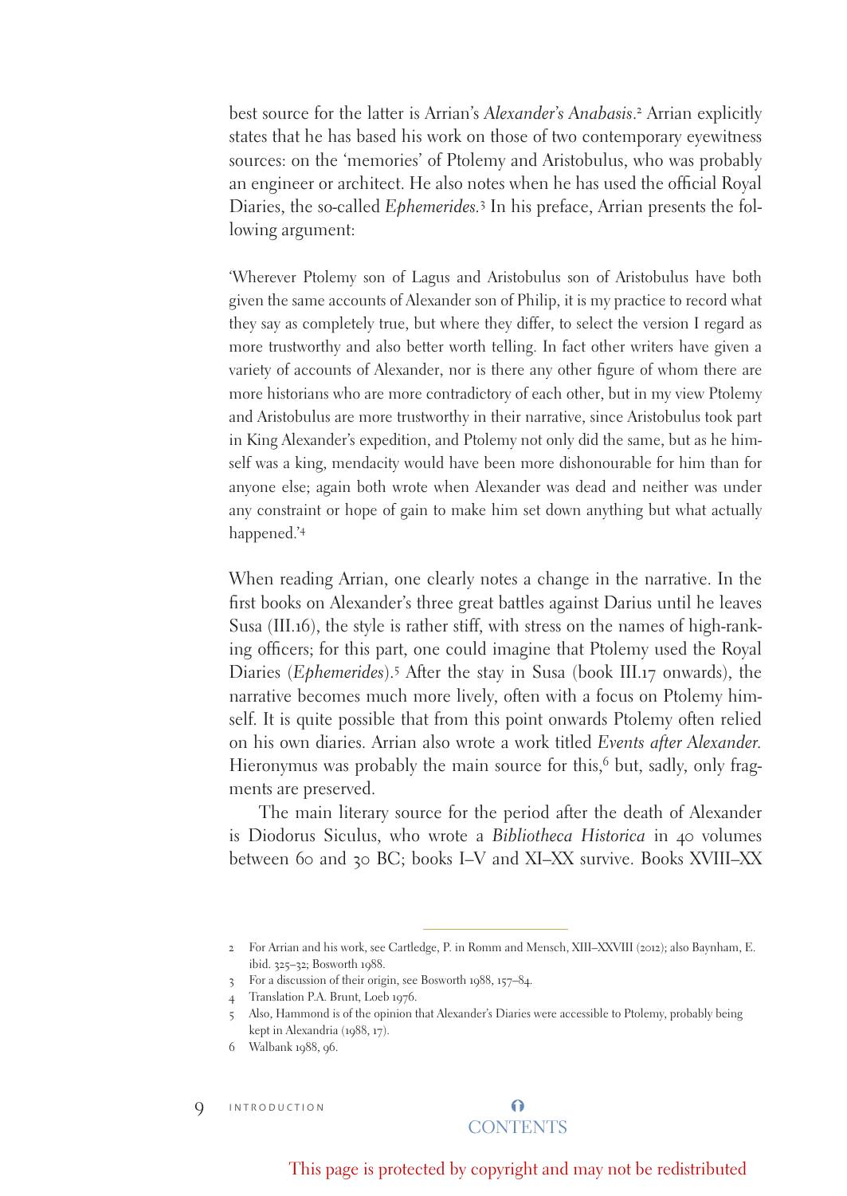best source for the latter is Arrian's *Alexander's Anabasis*.[2] Arrian explicitly states that he has based his work on those of two contemporary eyewitness sources: on the 'memories' of Ptolemy and Aristobulus, who was probably an engineer or architect. He also notes when he has used the official Royal Diaries, the so-called *Ephemerides*.[3] In his preface, Arrian presents the following argument:

> 'Wherever Ptolemy son of Lagus and Aristobulus son of Aristobulus have both given the same accounts of Alexander son of Philip, it is my practice to record what they say as completely true, but where they differ, to select the version I regard as more trustworthy and also better worth telling. In fact other writers have given a variety of accounts of Alexander, nor is there any other figure of whom there are more historians who are more contradictory of each other, but in my view Ptolemy and Aristobulus are more trustworthy in their narrative, since Aristobulus took part in King Alexander's expedition, and Ptolemy not only did the same, but as he himself was a king, mendacity would have been more dishonourable for him than for anyone else; again both wrote when Alexander was dead and neither was under any constraint or hope of gain to make him set down anything but what actually happened.'[4]

When reading Arrian, one clearly notes a change in the narrative. In the first books on Alexander's three great battles against Darius until he leaves Susa (III.16), the style is rather stiff, with stress on the names of high-ranking officers; for this part, one could imagine that Ptolemy used the Royal Diaries (*Ephemerides*).[5] After the stay in Susa (book III.17 onwards), the narrative becomes much more lively, often with a focus on Ptolemy himself. It is quite possible that from this point onwards Ptolemy often relied on his own diaries. Arrian also wrote a work titled *Events after Alexander*. Hieronymus was probably the main source for this,[6] but, sadly, only fragments are preserved.

The main literary source for the period after the death of Alexander is Diodorus Siculus, who wrote a *Bibliotheca Historica* in 40 volumes between 60 and 30 BC; books I–V and XI–XX survive. Books XVIII–XX

---

2 For Arrian and his work, see Cartledge, P. in Romm and Mensch, XIII–XXVIII (2012); also Baynham, E. ibid. 325–32; Bosworth 1988.

3 For a discussion of their origin, see Bosworth 1988, 157–84.

4 Translation P.A. Brunt, Loeb 1976.

5 Also, Hammond is of the opinion that Alexander's Diaries were accessible to Ptolemy, probably being kept in Alexandria (1988, 17).

6 Walbank 1988, 96.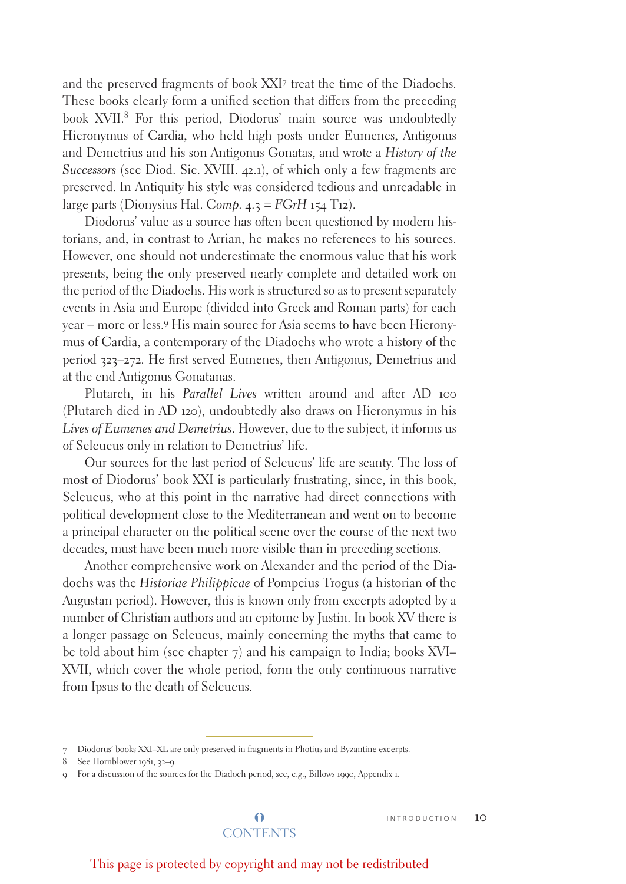and the preserved fragments of book XXI[7] treat the time of the Diadochs. These books clearly form a unified section that differs from the preceding book XVII.[8] For this period, Diodorus' main source was undoubtedly Hieronymus of Cardia, who held high posts under Eumenes, Antigonus and Demetrius and his son Antigonus Gonatas, and wrote a *History of the Successors* (see Diod. Sic. XVIII. 42.1), of which only a few fragments are preserved. In Antiquity his style was considered tedious and unreadable in large parts (Dionysius Hal. *Comp.* 4.3 = *FGrH* 154 T12).

Diodorus' value as a source has often been questioned by modern historians, and, in contrast to Arrian, he makes no references to his sources. However, one should not underestimate the enormous value that his work presents, being the only preserved nearly complete and detailed work on the period of the Diadochs. His work is structured so as to present separately events in Asia and Europe (divided into Greek and Roman parts) for each year – more or less.[9] His main source for Asia seems to have been Hieronymus of Cardia, a contemporary of the Diadochs who wrote a history of the period 323–272. He first served Eumenes, then Antigonus, Demetrius and at the end Antigonus Gonatanas.

Plutarch, in his *Parallel Lives* written around and after AD 100 (Plutarch died in AD 120), undoubtedly also draws on Hieronymus in his *Lives of Eumenes and Demetrius*. However, due to the subject, it informs us of Seleucus only in relation to Demetrius' life.

Our sources for the last period of Seleucus' life are scanty. The loss of most of Diodorus' book XXI is particularly frustrating, since, in this book, Seleucus, who at this point in the narrative had direct connections with political development close to the Mediterranean and went on to become a principal character on the political scene over the course of the next two decades, must have been much more visible than in preceding sections.

Another comprehensive work on Alexander and the period of the Diadochs was the *Historiae Philippicae* of Pompeius Trogus (a historian of the Augustan period). However, this is known only from excerpts adopted by a number of Christian authors and an epitome by Justin. In book XV there is a longer passage on Seleucus, mainly concerning the myths that came to be told about him (see chapter 7) and his campaign to India; books XVI–XVII, which cover the whole period, form the only continuous narrative from Ipsus to the death of Seleucus.

---

7 Diodorus' books XXI–XL are only preserved in fragments in Photius and Byzantine excerpts.

8 See Hornblower 1981, 32–9.

9 For a discussion of the sources for the Diadoch period, see, e.g., Billows 1990, Appendix 1.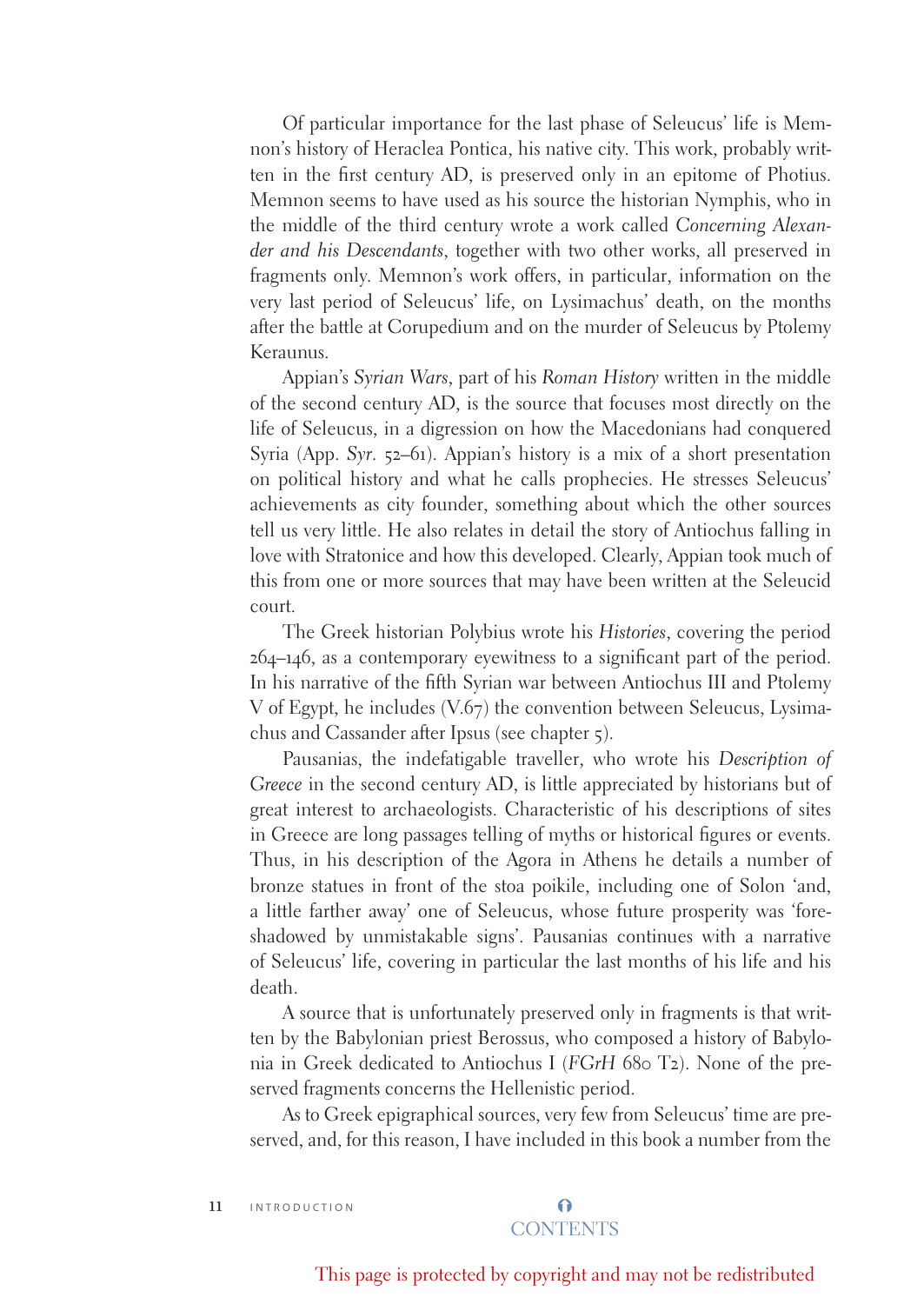Of particular importance for the last phase of Seleucus' life is Memnon's history of Heraclea Pontica, his native city. This work, probably written in the first century AD, is preserved only in an epitome of Photius. Memnon seems to have used as his source the historian Nymphis, who in the middle of the third century wrote a work called *Concerning Alexander and his Descendants*, together with two other works, all preserved in fragments only. Memnon's work offers, in particular, information on the very last period of Seleucus' life, on Lysimachus' death, on the months after the battle at Corupedium and on the murder of Seleucus by Ptolemy Keraunus.

Appian's *Syrian Wars*, part of his *Roman History* written in the middle of the second century AD, is the source that focuses most directly on the life of Seleucus, in a digression on how the Macedonians had conquered Syria (App. *Syr*. 52–61). Appian's history is a mix of a short presentation on political history and what he calls prophecies. He stresses Seleucus' achievements as city founder, something about which the other sources tell us very little. He also relates in detail the story of Antiochus falling in love with Stratonice and how this developed. Clearly, Appian took much of this from one or more sources that may have been written at the Seleucid court.

The Greek historian Polybius wrote his *Histories*, covering the period 264–146, as a contemporary eyewitness to a significant part of the period. In his narrative of the fifth Syrian war between Antiochus III and Ptolemy V of Egypt, he includes (V.67) the convention between Seleucus, Lysimachus and Cassander after Ipsus (see chapter 5).

Pausanias, the indefatigable traveller, who wrote his *Description of Greece* in the second century AD, is little appreciated by historians but of great interest to archaeologists. Characteristic of his descriptions of sites in Greece are long passages telling of myths or historical figures or events. Thus, in his description of the Agora in Athens he details a number of bronze statues in front of the stoa poikile, including one of Solon 'and, a little farther away' one of Seleucus, whose future prosperity was 'foreshadowed by unmistakable signs'. Pausanias continues with a narrative of Seleucus' life, covering in particular the last months of his life and his death.

A source that is unfortunately preserved only in fragments is that written by the Babylonian priest Berossus, who composed a history of Babylonia in Greek dedicated to Antiochus I (*FGrH* 680 T2). None of the preserved fragments concerns the Hellenistic period.

As to Greek epigraphical sources, very few from Seleucus' time are preserved, and, for this reason, I have included in this book a number from the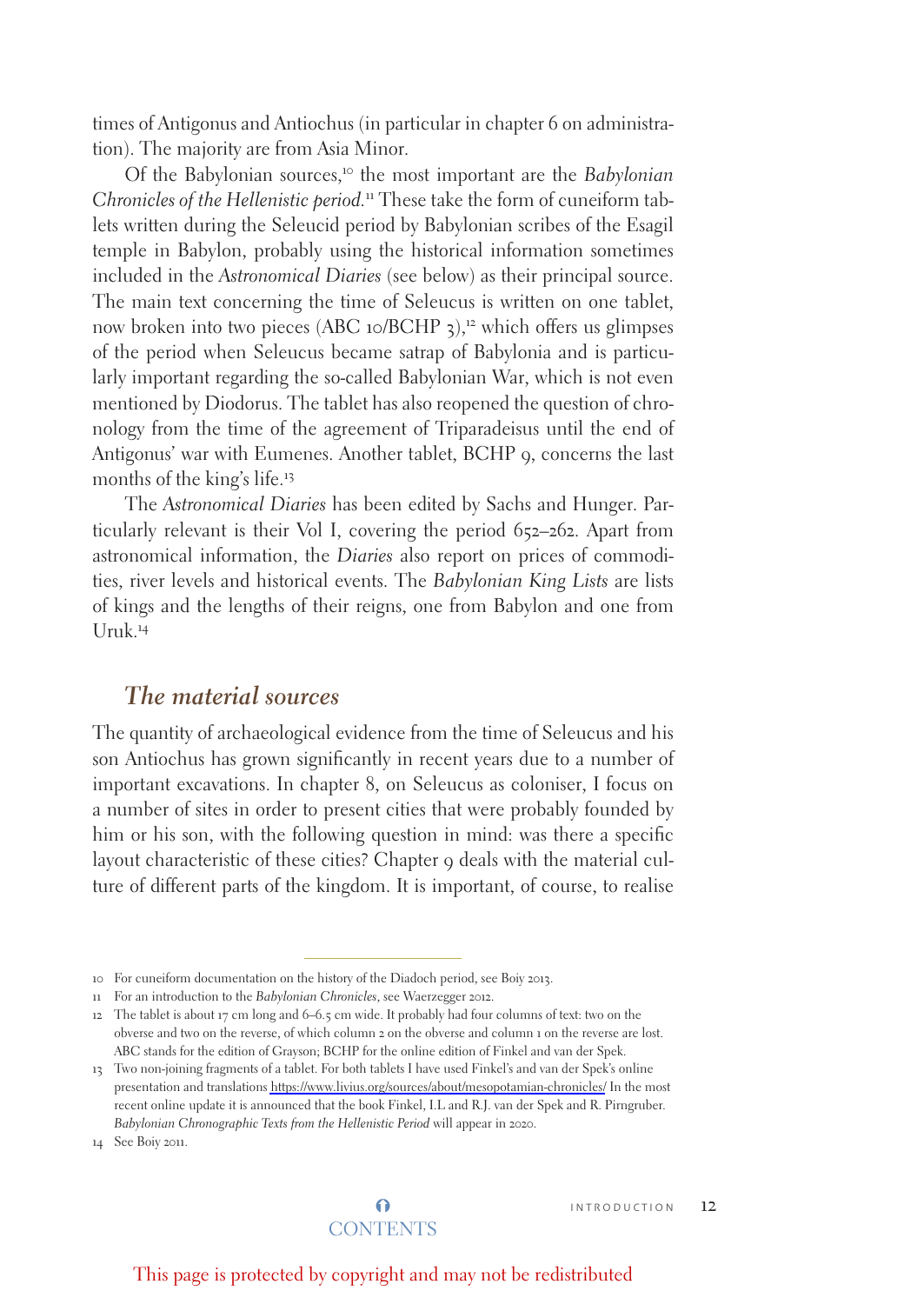times of Antigonus and Antiochus (in particular in chapter 6 on administration). The majority are from Asia Minor.

Of the Babylonian sources,[10] the most important are the *Babylonian Chronicles of the Hellenistic period*.[11] These take the form of cuneiform tablets written during the Seleucid period by Babylonian scribes of the Esagil temple in Babylon, probably using the historical information sometimes included in the *Astronomical Diaries* (see below) as their principal source. The main text concerning the time of Seleucus is written on one tablet, now broken into two pieces (ABC 10/BCHP 3),[12] which offers us glimpses of the period when Seleucus became satrap of Babylonia and is particularly important regarding the so-called Babylonian War, which is not even mentioned by Diodorus. The tablet has also reopened the question of chronology from the time of the agreement of Triparadeisus until the end of Antigonus' war with Eumenes. Another tablet, BCHP 9, concerns the last months of the king's life.[13]

The *Astronomical Diaries* has been edited by Sachs and Hunger. Particularly relevant is their Vol I, covering the period 652–262. Apart from astronomical information, the *Diaries* also report on prices of commodities, river levels and historical events. The *Babylonian King Lists* are lists of kings and the lengths of their reigns, one from Babylon and one from Uruk.[14]

## *The material sources*

The quantity of archaeological evidence from the time of Seleucus and his son Antiochus has grown significantly in recent years due to a number of important excavations. In chapter 8, on Seleucus as coloniser, I focus on a number of sites in order to present cities that were probably founded by him or his son, with the following question in mind: was there a specific layout characteristic of these cities? Chapter 9 deals with the material culture of different parts of the kingdom. It is important, of course, to realise

---

10 For cuneiform documentation on the history of the Diadoch period, see Boiy 2013.

11 For an introduction to the *Babylonian Chronicles*, see Waerzegger 2012.

12 The tablet is about 17 cm long and 6–6.5 cm wide. It probably had four columns of text: two on the obverse and two on the reverse, of which column 2 on the obverse and column 1 on the reverse are lost. ABC stands for the edition of Grayson; BCHP for the online edition of Finkel and van der Spek.

13 Two non-joining fragments of a tablet. For both tablets I have used Finkel's and van der Spek's online presentation and translations https://www.livius.org/sources/about/mesopotamian-chronicles/ In the most recent online update it is announced that the book Finkel, I.L and R.J. van der Spek and R. Pirngruber. *Babylonian Chronographic Texts from the Hellenistic Period* will appear in 2020.

14 See Boiy 2011.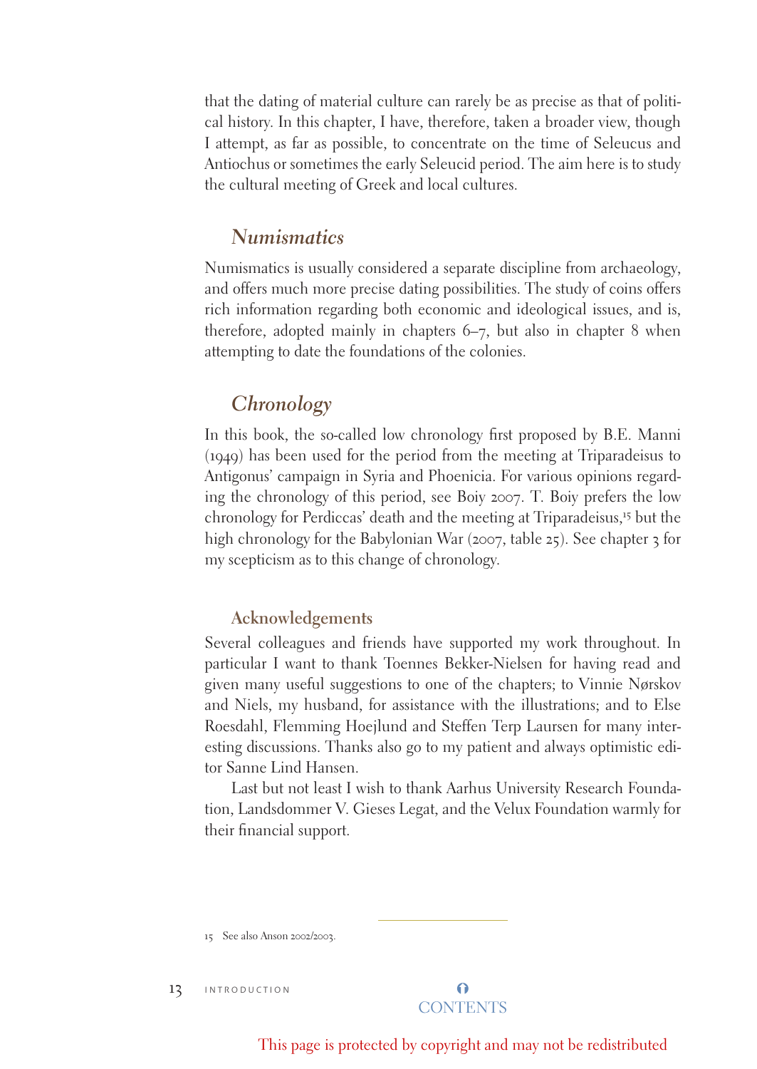that the dating of material culture can rarely be as precise as that of political history. In this chapter, I have, therefore, taken a broader view, though I attempt, as far as possible, to concentrate on the time of Seleucus and Antiochus or sometimes the early Seleucid period. The aim here is to study the cultural meeting of Greek and local cultures.

## *Numismatics*

Numismatics is usually considered a separate discipline from archaeology, and offers much more precise dating possibilities. The study of coins offers rich information regarding both economic and ideological issues, and is, therefore, adopted mainly in chapters 6–7, but also in chapter 8 when attempting to date the foundations of the colonies.

## *Chronology*

In this book, the so-called low chronology first proposed by B.E. Manni (1949) has been used for the period from the meeting at Triparadeisus to Antigonus' campaign in Syria and Phoenicia. For various opinions regarding the chronology of this period, see Boiy 2007. T. Boiy prefers the low chronology for Perdiccas' death and the meeting at Triparadeisus,[15] but the high chronology for the Babylonian War (2007, table 25). See chapter 3 for my scepticism as to this change of chronology.

### Acknowledgements

Several colleagues and friends have supported my work throughout. In particular I want to thank Toennes Bekker-Nielsen for having read and given many useful suggestions to one of the chapters; to Vinnie Nørskov and Niels, my husband, for assistance with the illustrations; and to Else Roesdahl, Flemming Hoejlund and Steffen Terp Laursen for many interesting discussions. Thanks also go to my patient and always optimistic editor Sanne Lind Hansen.

Last but not least I wish to thank Aarhus University Research Foundation, Landsdommer V. Gieses Legat, and the Velux Foundation warmly for their financial support.

---

15 See also Anson 2002/2003.